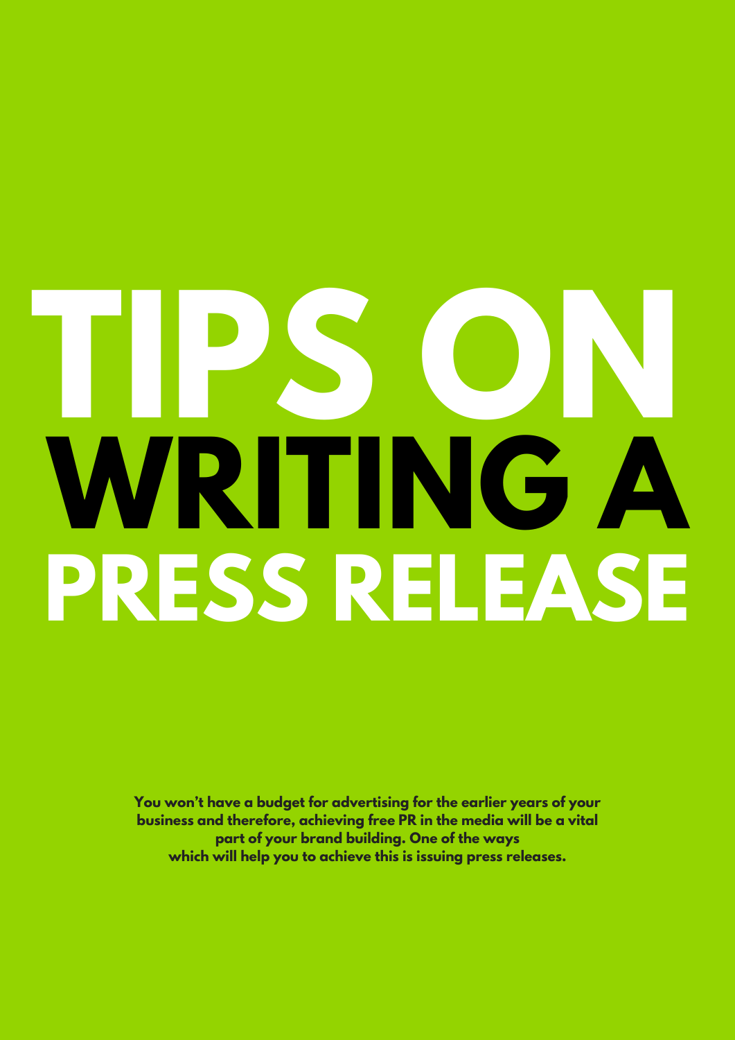# TIPS ON WRITING A PRESS RELEASE

**You won't have a budget for advertising for the earlier years of your business and therefore, achieving free PR in the media will be a vital part of your brand building. One of the ways which will help you to achieve this is issuing press releases.**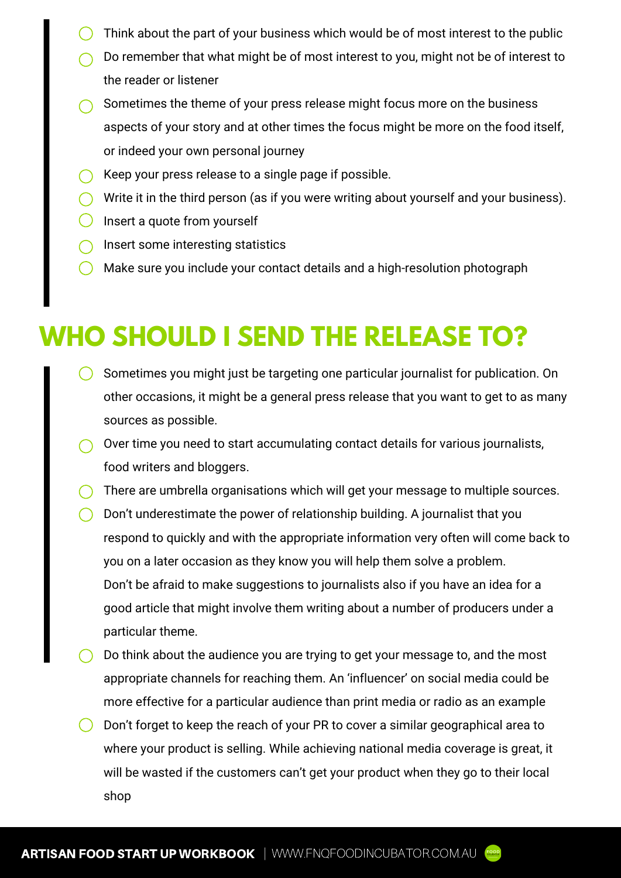- Think about the part of your business which would be of most interest to the public
- Do remember that what might be of most interest to you, might not be of interest to the reader or listener
- Sometimes the theme of your press release might focus more on the business aspects of your story and at other times the focus might be more on the food itself, or indeed your own personal journey
- Keep your press release to a single page if possible.
- Write it in the third person (as if you were writing about yourself and your business).
- Insert a quote from yourself
- Insert some interesting statistics
- Make sure you include your contact details and a high-resolution photograph

## WHO SHOULD I SEND THE RELEASE TO?

- Sometimes you might just be targeting one particular journalist for publication. On other occasions, it might be a general press release that you want to get to as many sources as possible.
- Over time you need to start accumulating contact details for various journalists, food writers and bloggers.
- There are umbrella organisations which will get your message to multiple sources.
- Don't underestimate the power of relationship building. A journalist that you respond to quickly and with the appropriate information very often will come back to you on a later occasion as they know you will help them solve a problem. Don't be afraid to make suggestions to journalists also if you have an idea for a good article that might involve them writing about a number of producers under a particular theme.
- Do think about the audience you are trying to get your message to, and the most appropriate channels for reaching them. An 'influencer' on social media could be more effective for a particular audience than print media or radio as an example
- Don't forget to keep the reach of your PR to cover a similar geographical area to where your product is selling. While achieving national media coverage is great, it will be wasted if the customers can't get your product when they go to their local shop